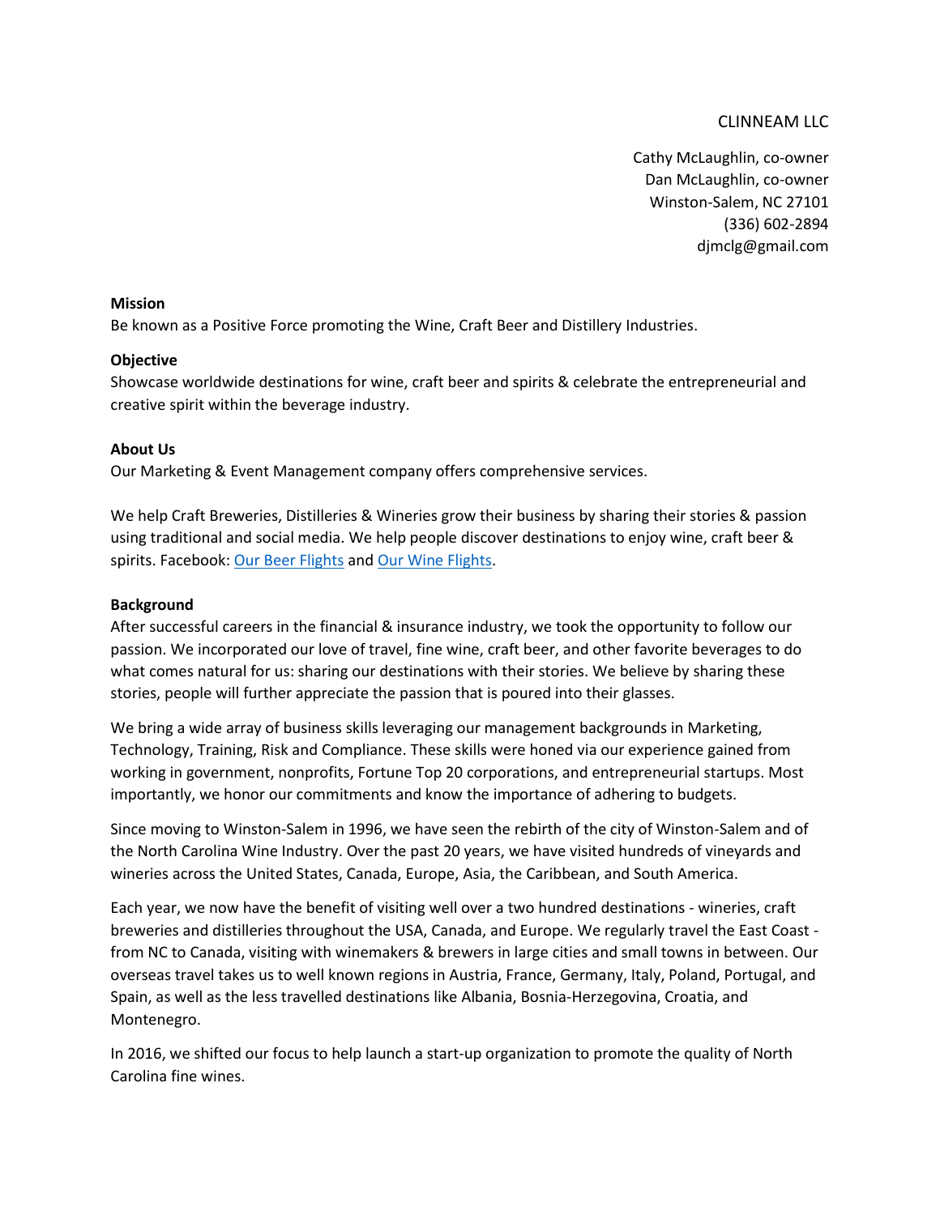CLINNEAM LLC

Cathy McLaughlin, co-owner
Dan McLaughlin, co-owner
Winston-Salem, NC 27101
(336) 602-2894
djmclg@gmail.com

**Mission**

Be known as a Positive Force promoting the Wine, Craft Beer and Distillery Industries.

**Objective**

Showcase worldwide destinations for wine, craft beer and spirits & celebrate the entrepreneurial and creative spirit within the beverage industry.

**About Us**

Our Marketing & Event Management company offers comprehensive services.

We help Craft Breweries, Distilleries & Wineries grow their business by sharing their stories & passion using traditional and social media. We help people discover destinations to enjoy wine, craft beer & spirits. Facebook: Our Beer Flights and Our Wine Flights.

**Background**

After successful careers in the financial & insurance industry, we took the opportunity to follow our passion. We incorporated our love of travel, fine wine, craft beer, and other favorite beverages to do what comes natural for us: sharing our destinations with their stories. We believe by sharing these stories, people will further appreciate the passion that is poured into their glasses.

We bring a wide array of business skills leveraging our management backgrounds in Marketing, Technology, Training, Risk and Compliance. These skills were honed via our experience gained from working in government, nonprofits, Fortune Top 20 corporations, and entrepreneurial startups. Most importantly, we honor our commitments and know the importance of adhering to budgets.

Since moving to Winston-Salem in 1996, we have seen the rebirth of the city of Winston-Salem and of the North Carolina Wine Industry. Over the past 20 years, we have visited hundreds of vineyards and wineries across the United States, Canada, Europe, Asia, the Caribbean, and South America.

Each year, we now have the benefit of visiting well over a two hundred destinations - wineries, craft breweries and distilleries throughout the USA, Canada, and Europe. We regularly travel the East Coast - from NC to Canada, visiting with winemakers & brewers in large cities and small towns in between. Our overseas travel takes us to well known regions in Austria, France, Germany, Italy, Poland, Portugal, and Spain, as well as the less travelled destinations like Albania, Bosnia-Herzegovina, Croatia, and Montenegro.

In 2016, we shifted our focus to help launch a start-up organization to promote the quality of North Carolina fine wines.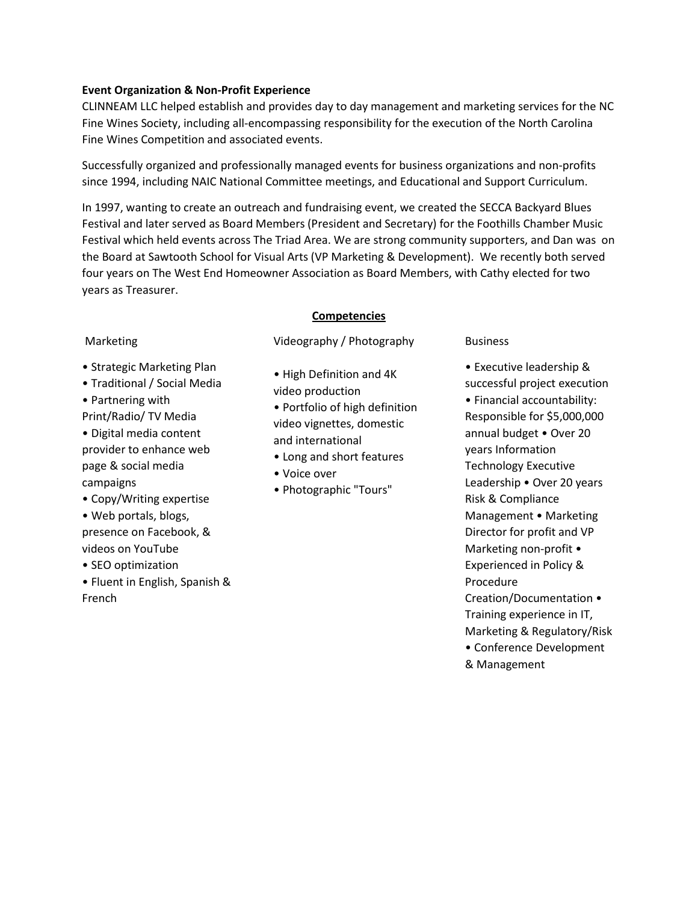**Event Organization & Non-Profit Experience**

CLINNEAM LLC helped establish and provides day to day management and marketing services for the NC Fine Wines Society, including all-encompassing responsibility for the execution of the North Carolina Fine Wines Competition and associated events.

Successfully organized and professionally managed events for business organizations and non-profits since 1994, including NAIC National Committee meetings, and Educational and Support Curriculum.

In 1997, wanting to create an outreach and fundraising event, we created the SECCA Backyard Blues Festival and later served as Board Members (President and Secretary) for the Foothills Chamber Music Festival which held events across The Triad Area. We are strong community supporters, and Dan was on the Board at Sawtooth School for Visual Arts (VP Marketing & Development). We recently both served four years on The West End Homeowner Association as Board Members, with Cathy elected for two years as Treasurer.

**Competencies**

Marketing

- Strategic Marketing Plan
- Traditional / Social Media
- Partnering with Print/Radio/ TV Media
- Digital media content provider to enhance web page & social media campaigns
- Copy/Writing expertise
- Web portals, blogs, presence on Facebook, & videos on YouTube
- SEO optimization
- Fluent in English, Spanish & French

Videography / Photography

- High Definition and 4K video production
- Portfolio of high definition video vignettes, domestic and international
- Long and short features
- Voice over
- Photographic "Tours"

Business

- Executive leadership & successful project execution
- Financial accountability: Responsible for $5,000,000 annual budget • Over 20 years Information Technology Executive Leadership • Over 20 years Risk & Compliance Management • Marketing Director for profit and VP Marketing non-profit • Experienced in Policy & Procedure Creation/Documentation • Training experience in IT, Marketing & Regulatory/Risk
- Conference Development & Management